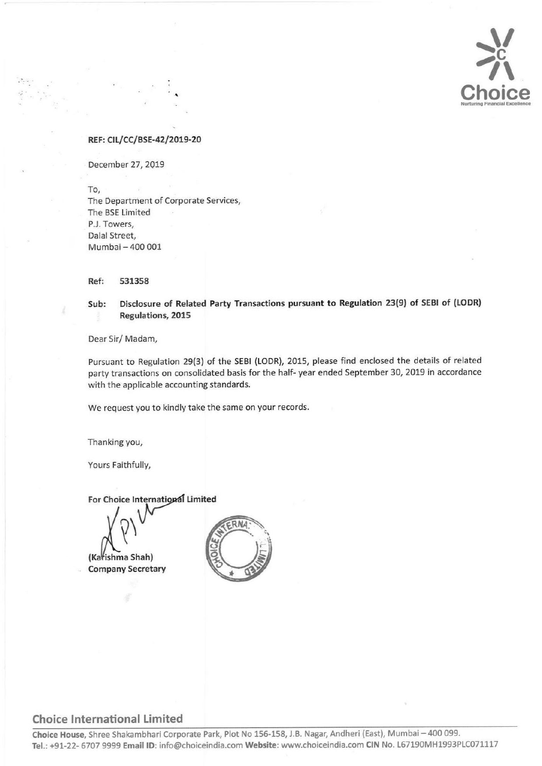**REF: CIL/CC/BSE-42/2019-20**

December 27, 2019

To,
The Department of Corporate Services,
The BSE Limited
P.J. Towers,
Dalal Street,
Mumbai – 400 001

**Ref: 531358**

**Sub: Disclosure of Related Party Transactions pursuant to Regulation 23(9) of SEBI of (LODR) Regulations, 2015**

Dear Sir/ Madam,

Pursuant to Regulation 29(3) of the SEBI (LODR), 2015, please find enclosed the details of related party transactions on consolidated basis for the half- year ended September 30, 2019 in accordance with the applicable accounting standards.

We request you to kindly take the same on your records.

Thanking you,

Yours Faithfully,

**For Choice International Limited**

**(Karishma Shah)**
**Company Secretary**

## Choice International Limited

**Choice House**, Shree Shakambhari Corporate Park, Plot No 156-158, J.B. Nagar, Andheri (East), Mumbai – 400 099.
**Tel.:** +91-22- 6707 9999 **Email ID:** info@choiceindia.com **Website:** www.choiceindia.com **CIN No.** L67190MH1993PLC071117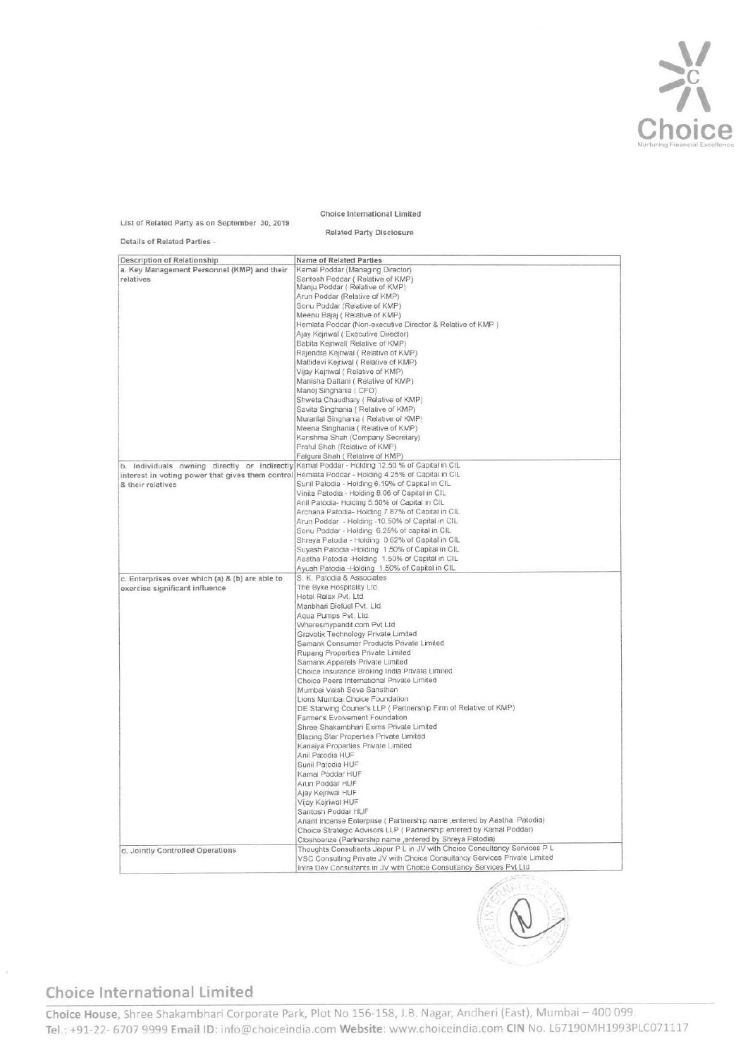Choice International Limited

List of Related Party as on September 30, 2019

Related Party Disclosure

Details of Related Parties -

| Description of Relationship | Name of Related Parties |
|---|---|
| a. Key Management Personnel (KMP) and their relatives | Kamal Poddar (Managing Director)<br>Santosh Poddar ( Relative of KMP)<br>Manju Poddar ( Relative of KMP)<br>Arun Poddar (Relative of KMP)<br>Sonu Poddar (Relative of KMP)<br>Meenu Bajaj ( Relative of KMP)<br>Hemlata Poddar (Non-executive Director & Relative of KMP )<br>Ajay Kejriwal ( Executive Director)<br>Babita Kejriwal( Relative of KMP)<br>Rajendra Kejriwal ( Relative of KMP)<br>Maltidevi Kejriwal ( Relative of KMP)<br>Vijay Kejriwal ( Relative of KMP)<br>Manisha Dattani ( Relative of KMP)<br>Manoj Singhania ( CFO)<br>Shweta Chaudhary ( Relative of KMP)<br>Sevita Singhania ( Relative of KMP)<br>Murarilal Singhania ( Relative of KMP)<br>Meena Singhania ( Relative of KMP)<br>Karishma Shah (Company Secretary)<br>Praful Shah (Relative of KMP)<br>Falguni Shah ( Relative of KMP) |
| b. Individuals owning directly or indirectly interest in voting power that gives them control & their relatives | Kamal Poddar - Holding 12.50 % of Capital in CIL<br>Hemlata Poddar - Holding 4.25% of Capital in CIL<br>Sunil Patodia - Holding 6.19% of Capital in CIL<br>Vinita Patodia - Holding 8.06 of Capital in CIL<br>Anil Patodia- Holding 5.50% of Capital in CIL<br>Archana Patodia- Holding 7.87% of Capital in CIL<br>Arun Poddar - Holding -10.50% of Capital in CIL<br>Sonu Poddar - Holding 6.25% of capital in CIL<br>Shreya Patodia - Holding 0.62% of Capital in CIL<br>Suyash Patodia -Holding 1.50% of Capital in CIL<br>Aastha Patodia -Holding 1.50% of Capital in CIL<br>Ayush Patodia -Holding 1.50% of Capital in CIL |
| c. Enterprises over which (a) & (b) are able to exercise significant influence | S. K. Patodia & Associates<br>The Byke Hospitality Ltd.<br>Hotel Relax Pvt. Ltd<br>Manbhari Biofuel Pvt. Ltd<br>Aqua Pumps Pvt. Ltd<br>Wheresmypandit.com Pvt Ltd<br>Gravotix Technology Private Limited<br>Samank Consumer Products Private Limited<br>Rupang Properties Private Limited<br>Samank Apparels Private Limited<br>Choice Insurance Broking India Private Limited<br>Choice Peers International Private Limited<br>Mumbai Vaish Seva Sansthan<br>Lions Mumbai Choice Foundation<br>DE Starwing Courier's LLP ( Partnership Firm of Relative of KMP)<br>Farmer's Evolvement Foundation<br>Shree Shakambhari Exims Private Limited<br>Blazing Star Properties Private Limited<br>Kanaiya Properties Private Limited<br>Anil Patodia HUF<br>Sunil Patodia HUF<br>Kamal Poddar HUF<br>Arun Poddar HUF<br>Ajay Kejriwal HUF<br>Vijay Kejriwal HUF<br>Santosh Poddar HUF<br>Anant Incense Enterprise ( Partnership name ,entered by Aastha Patodia)<br>Choice Strategic Advisors LLP ( Partnership entered by Kamal Poddar)<br>Closhoenze (Partnership name ,entered by Shreya Patodia) |
| d. Jointly Controlled Operations | Thoughts Consultants Jaipur P L in JV with Choice Consultancy Services P L<br>VSC Consulting Private JV with Choice Consultancy Services Private Limited<br>Infra Dev Consultants in JV with Choice Consultancy Services Pvt Ltd |

Choice International Limited

Choice House, Shree Shakambhari Corporate Park, Plot No 156-158, J.B. Nagar, Andheri (East), Mumbai – 400 099.
Tel.: +91-22- 6707 9999 Email ID: info@choiceindia.com Website: www.choiceindia.com CIN No. L67190MH1993PLC071117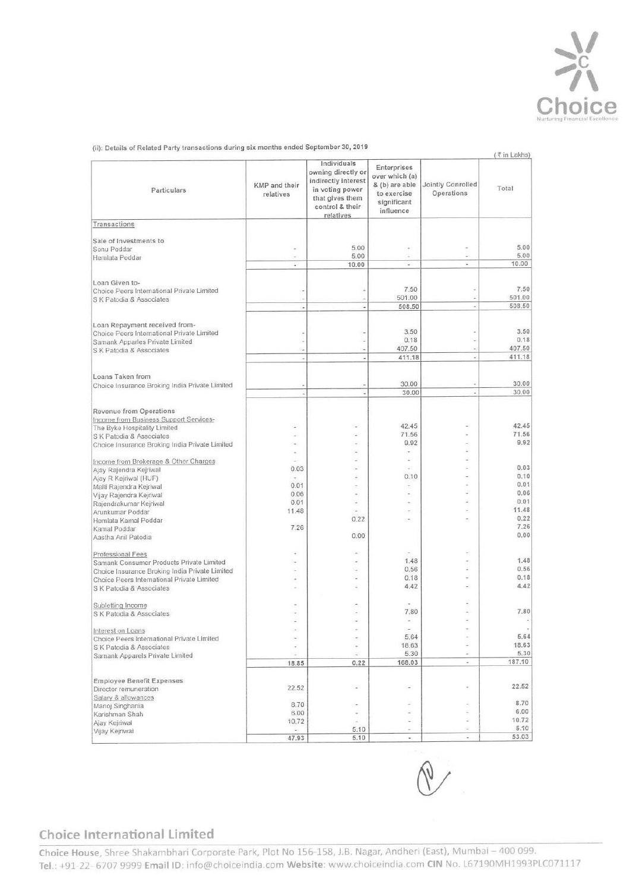(ii): Details of Related Party transactions during six months ended September 30, 2019

(₹ in Lakhs)

| Particulars | KMP and their relatives | Individuals owning directly or indirectly interest in voting power that gives them control & their relatives | Enterprises over which (a) & (b) are able to exercise significant influence | Jointly Conrolled Operations | Total |
|---|---|---|---|---|---|
| Transactions | | | | | |
| Sale of Investments to | | | | | |
| Sonu Poddar | - | 5.00 | - | - | 5.00 |
| Hemlata Poddar | - | 5.00 | - | - | 5.00 |
| | - | 10.00 | - | - | 10.00 |
| Loan Given to- | | | | | |
| Choice Peers International Private Limited | - | - | 7.50 | - | 7.50 |
| S K Patodia & Associates | - | - | 501.00 | - | 501.00 |
| | - | - | 508.50 | - | 508.50 |
| Loan Repayment received from- | | | | | |
| Choice Peers International Private Limited | - | - | 3.50 | - | 3.50 |
| Samank Apparles Private Limited | - | - | 0.18 | - | 0.18 |
| S K Patodia & Associates | - | - | 407.50 | - | 407.50 |
| | - | - | 411.18 | - | 411.18 |
| Loans Taken from | | | | | |
| Choice Insurance Broking India Private Limited | - | - | 30.00 | - | 30.00 |
| | - | - | 30.00 | - | 30.00 |
| Revenue from Operations | | | | | |
| Income from Business Support Services- | | | | | |
| The Byke Hospitality Limited | - | - | 42.45 | - | 42.45 |
| S K Patodia & Associates | - | - | 71.56 | - | 71.56 |
| Choice Insurance Broking India Private Limited | - | - | 9.92 | - | 9.92 |
| | - | - | - | - | |
| Income from Brokerage & Other Charges | - | - | - | - | |
| Ajay Rajendra Kejriwal | 0.03 | - | - | - | 0.03 |
| Ajay R Kejriwal (HUF) | - | - | 0.10 | - | 0.10 |
| Malti Rajendra Kejriwal | 0.01 | - | - | - | 0.01 |
| Vijay Rajendra Kejriwal | 0.06 | - | - | - | 0.06 |
| Rajendrakumar Kejriwal | 0.01 | - | - | - | 0.01 |
| Arunkumar Poddar | 11.48 | - | - | - | 11.48 |
| Hemlata Kamal Poddar | | 0.22 | - | - | 0.22 |
| Kamal Poddar | 7.26 | | | | 7.26 |
| Aastha Anil Patodia | | 0.00 | | | 0.00 |
| Professional Fees | - | - | - | - | |
| Samank Consumer Products Private Limited | - | - | 1.48 | - | 1.48 |
| Choice Insurance Broking India Private Limited | - | - | 0.56 | - | 0.56 |
| Choice Peers International Private Limited | - | - | 0.18 | - | 0.18 |
| S K Patodia & Associates | - | - | 4.42 | - | 4.42 |
| Subletting Income | - | - | - | - | |
| S K Patodia & Associates | - | - | 7.80 | - | 7.80 |
| | - | - | - | - | - |
| Interest on Loans | - | - | - | - | - |
| Choice Peers International Private Limited | - | - | 5.64 | - | 5.64 |
| S K Patodia & Associates | - | - | 18.63 | - | 18.63 |
| Samank Apparels Private Limited | - | - | 5.30 | - | 5.30 |
| | 18.85 | 0.22 | 168.03 | - | 187.10 |
| Employee Benefit Expenses | | | | | |
| Director remuneration | 22.52 | - | - | - | 22.52 |
| Salary & allowances | | | | | |
| Manoj Singhania | 8.70 | - | - | - | 8.70 |
| Karishman Shah | 6.00 | - | - | - | 6.00 |
| Ajay Kejriwal | 10.72 | - | - | - | 10.72 |
| Vijay Kejriwal | - | 5.10 | - | - | 5.10 |
| | 47.93 | 5.10 | - | - | 53.03 |

**Choice International Limited**

Choice House, Shree Shakambhari Corporate Park, Plot No 156-158, J.B. Nagar, Andheri (East), Mumbai – 400 099.
Tel.: +91-22- 6707 9999 Email ID: info@choiceindia.com Website: www.choiceindia.com CIN No. L67190MH1993PLC071117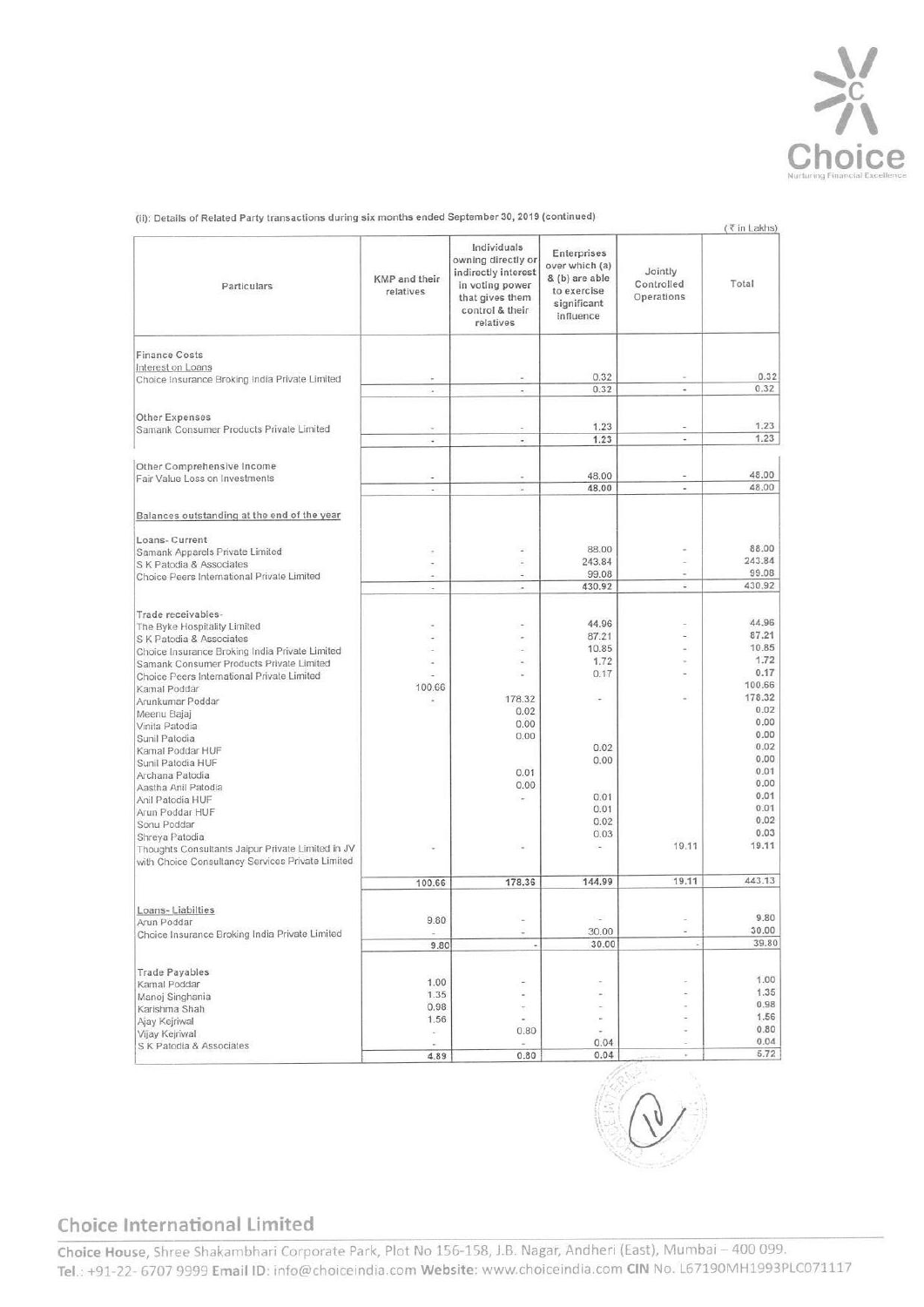(ii): Details of Related Party transactions during six months ended September 30, 2019 (continued)

(₹ in Lakhs)

| Particulars | KMP and their relatives | Individuals owning directly or indirectly interest in voting power that gives them control & their relatives | Enterprises over which (a) & (b) are able to exercise significant influence | Jointly Controlled Operations | Total |
|---|---|---|---|---|---|
| **Finance Costs** | | | | | |
| Interest on Loans | | | | | |
| Choice Insurance Broking India Private Limited | - | - | 0.32 | - | 0.32 |
| | - | - | 0.32 | - | 0.32 |
| **Other Expenses** | | | | | |
| Samank Consumer Products Private Limited | - | - | 1.23 | - | 1.23 |
| | - | - | 1.23 | - | 1.23 |
| **Other Comprehensive Income** | | | | | |
| Fair Value Loss on Investments | - | - | 48.00 | - | 48.00 |
| | - | - | 48.00 | - | 48.00 |
| **Balances outstanding at the end of the year** | | | | | |
| Loans- Current | | | | | |
| Samank Apparels Private Limited | - | - | 88.00 | - | 88.00 |
| S K Patodia & Associates | - | - | 243.84 | - | 243.84 |
| Choice Peers International Private Limited | - | - | 99.08 | - | 99.08 |
| | - | - | 430.92 | - | 430.92 |
| Trade receivables- | | | | | |
| The Byke Hospitality Limited | - | - | 44.96 | - | 44.96 |
| S K Patodia & Associates | - | - | 87.21 | - | 87.21 |
| Choice Insurance Broking India Private Limited | - | - | 10.85 | - | 10.85 |
| Samank Consumer Products Private Limited | - | - | 1.72 | - | 1.72 |
| Choice Peers International Private Limited | - | - | 0.17 | - | 0.17 |
| Kamal Poddar | 100.66 | | | | 100.66 |
| Arunkumar Poddar | - | 178.32 | - | - | 178.32 |
| Meenu Bajaj | | 0.02 | | | 0.02 |
| Vinita Patodia | | 0.00 | | | 0.00 |
| Sunil Patodia | | 0.00 | | | 0.00 |
| Kamal Poddar HUF | | | 0.02 | | 0.02 |
| Sunil Patodia HUF | | | 0.00 | | 0.00 |
| Archana Patodia | | 0.01 | | | 0.01 |
| Aastha Anil Patodia | | 0.00 | | | 0.00 |
| Anil Patodia HUF | | - | 0.01 | | 0.01 |
| Arun Poddar HUF | | | 0.01 | | 0.01 |
| Sonu Poddar | | | 0.02 | | 0.02 |
| Shreya Patodia | | | 0.03 | | 0.03 |
| Thoughts Consultants Jaipur Private Limited in JV with Choice Consultancy Services Private Limited | - | - | - | 19.11 | 19.11 |
| | 100.66 | 178.36 | 144.99 | 19.11 | 443.13 |
| Loans- Liabilties | | | | | |
| Arun Poddar | 9.80 | - | - | - | 9.80 |
| Choice Insurance Broking India Private Limited | - | - | 30.00 | - | 30.00 |
| | 9.80 | - | 30.00 | - | 39.80 |
| Trade Payables | | | | | |
| Kamal Poddar | 1.00 | - | - | - | 1.00 |
| Manoj Singhania | 1.35 | - | - | - | 1.35 |
| Karishma Shah | 0.98 | - | - | - | 0.98 |
| Ajay Kejriwal | 1.56 | - | - | - | 1.56 |
| Vijay Kejriwal | - | 0.80 | - | - | 0.80 |
| S K Patodia & Associates | - | - | 0.04 | - | 0.04 |
| | 4.89 | 0.80 | 0.04 | - | 5.72 |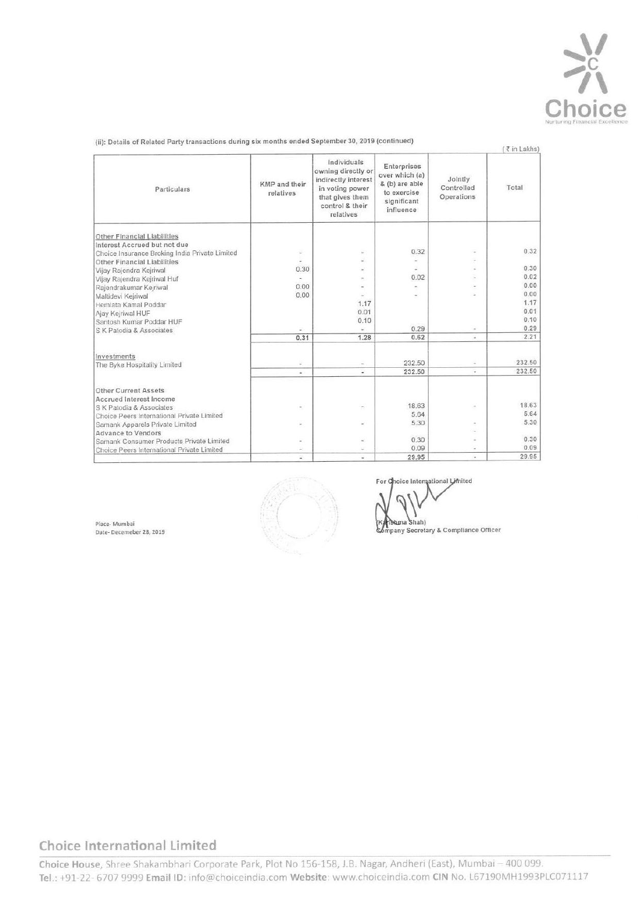(ii): Details of Related Party transactions during six months ended September 30, 2019 (continued)

(₹ in Lakhs)

| Particulars | KMP and their relatives | Individuals owning directly or indirectly interest in voting power that gives them control & their relatives | Enterprises over which (a) & (b) are able to exercise significant influence | Jointly Controlled Operations | Total |
|---|---|---|---|---|---|
| Other Financial Liabilities | | | | | |
| Interest Accrued but not due | | | | | |
| Choice Insurance Broking India Private Limited | - | - | 0.32 | - | 0.32 |
| Other Financial Liabilities | - | - | - | - | |
| Vijay Rajendra Kejriwal | 0.30 | - | - | - | 0.30 |
| Vijay Rajendra Kejriwal Huf | - | - | 0.02 | - | 0.02 |
| Rajendrakumar Kejriwal | 0.00 | - | - | - | 0.00 |
| Maltidevi Kejriwal | 0.00 | - | - | - | 0.00 |
| Hemlata Kamal Poddar | | 1.17 | | | 1.17 |
| Ajay Kejriwal HUF | | 0.01 | | | 0.01 |
| Santosh Kumar Poddar HUF | | 0.10 | | | 0.10 |
| S K Patodia & Associates | - | - | 0.29 | - | 0.29 |
| | 0.31 | 1.28 | 0.62 | - | 2.21 |
| Investments | | | | | |
| The Byke Hospitality Limited | - | - | 232.50 | - | 232.50 |
| | - | - | 232.50 | - | 232.50 |
| Other Current Assets | | | | | |
| Accrued Interest Income | | | | | |
| S K Patodia & Associates | - | - | 18.63 | - | 18.63 |
| Choice Peers International Private Limited | | | 5.64 | | 5.64 |
| Samank Apparels Private Limited | - | - | 5.30 | - | 5.30 |
| Advance to Vendors | | | | - | |
| Samank Consumer Products Private Limited | - | - | 0.30 | - | 0.30 |
| Choice Peers International Private Limited | - | - | 0.09 | - | 0.09 |
| | - | - | 29.95 | - | 29.95 |

Place- Mumbai
Date- Decemeber 28, 2019

For Choice International Limited

(Karishma Shah)
Company Secretary & Compliance Officer

**Choice International Limited**

Choice House, Shree Shakambhari Corporate Park, Plot No 156-158, J.B. Nagar, Andheri (East), Mumbai – 400 099.
Tel.: +91-22- 6707 9999 Email ID: info@choiceindia.com Website: www.choiceindia.com CIN No. L67190MH1993PLC071117